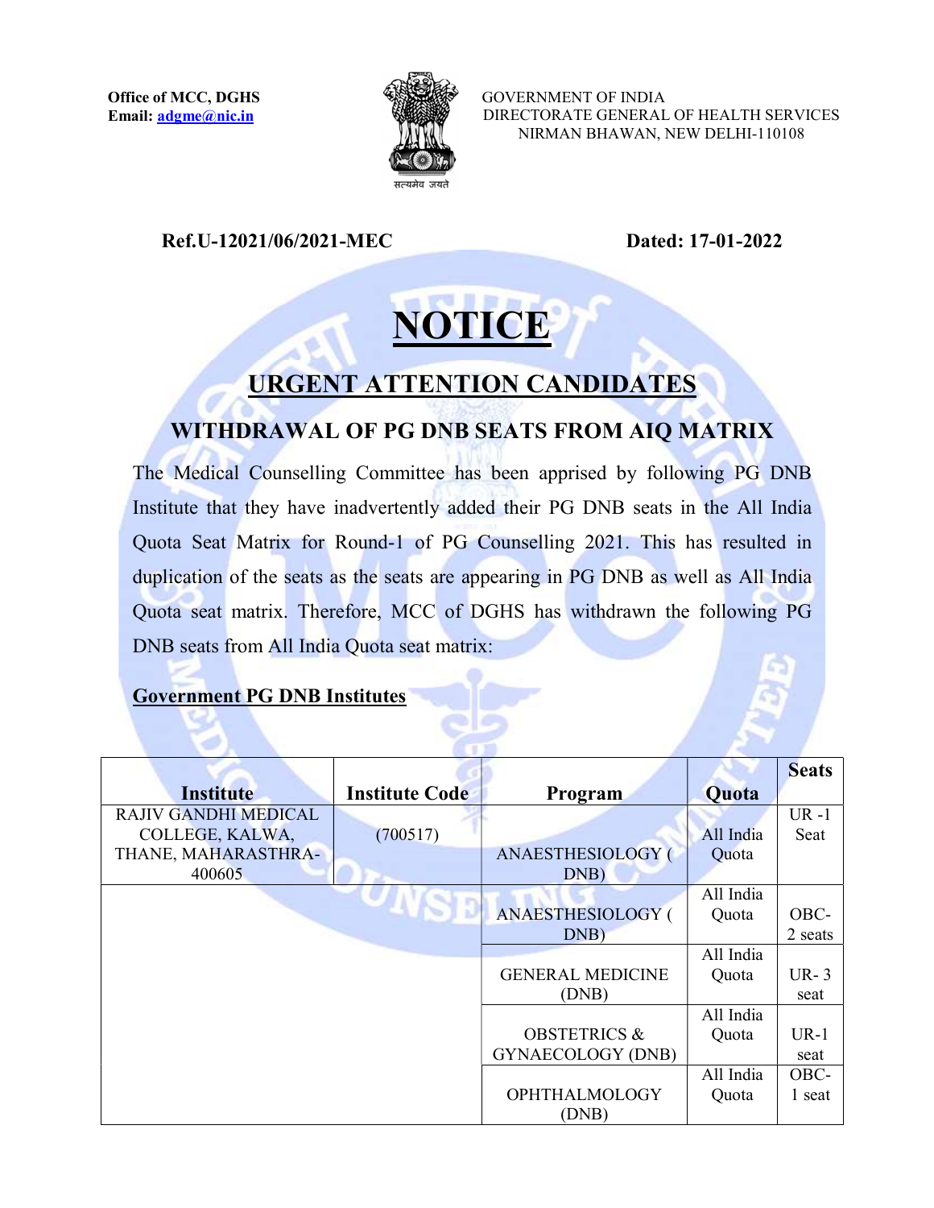Office of MCC, DGHS
Email: adgme@nic.in

GOVERNMENT OF INDIA
DIRECTORATE GENERAL OF HEALTH SERVICES
NIRMAN BHAWAN, NEW DELHI-110108

**Ref.U-12021/06/2021-MEC** **Dated: 17-01-2022**

# NOTICE

## URGENT ATTENTION CANDIDATES

## WITHDRAWAL OF PG DNB SEATS FROM AIQ MATRIX

The Medical Counselling Committee has been apprised by following PG DNB Institute that they have inadvertently added their PG DNB seats in the All India Quota Seat Matrix for Round-1 of PG Counselling 2021. This has resulted in duplication of the seats as the seats are appearing in PG DNB as well as All India Quota seat matrix. Therefore, MCC of DGHS has withdrawn the following PG DNB seats from All India Quota seat matrix:

**Government PG DNB Institutes**

| Institute | Institute Code | Program | Quota | Seats |
|---|---|---|---|---|
| RAJIV GANDHI MEDICAL COLLEGE, KALWA, THANE, MAHARASTHRA-400605 | (700517) | ANAESTHESIOLOGY ( DNB) | All India Quota | UR -1 Seat |
| | | ANAESTHESIOLOGY ( DNB) | All India Quota | OBC-2 seats |
| | | GENERAL MEDICINE (DNB) | All India Quota | UR- 3 seat |
| | | OBSTETRICS & GYNAECOLOGY (DNB) | All India Quota | UR-1 seat |
| | | OPHTHALMOLOGY (DNB) | All India Quota | OBC-1 seat |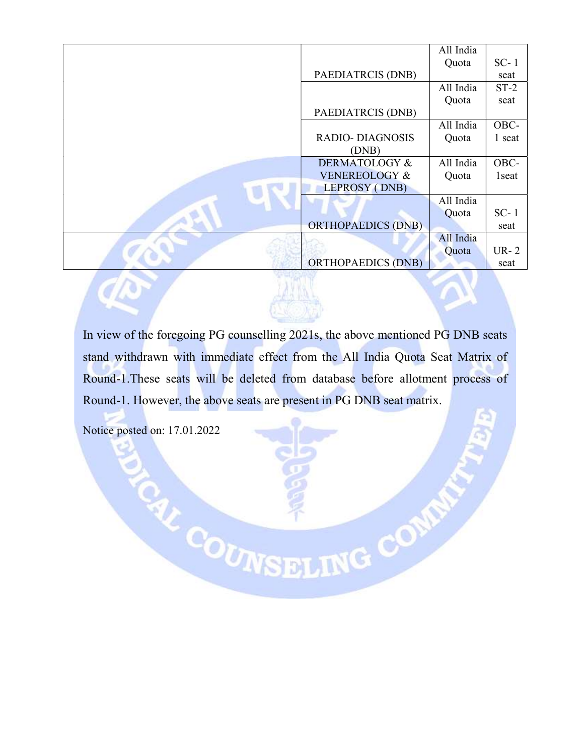| | | | |
|---|---|---|---|
| | PAEDIATRCIS (DNB) | All India Quota | SC- 1 seat |
| | PAEDIATRCIS (DNB) | All India Quota | ST-2 seat |
| | RADIO- DIAGNOSIS (DNB) | All India Quota | OBC- 1 seat |
| | DERMATOLOGY & VENEREOLOGY & LEPROSY ( DNB) | All India Quota | OBC- 1seat |
| | ORTHOPAEDICS (DNB) | All India Quota | SC- 1 seat |
| | ORTHOPAEDICS (DNB) | All India Quota | UR- 2 seat |

In view of the foregoing PG counselling 2021s, the above mentioned PG DNB seats stand withdrawn with immediate effect from the All India Quota Seat Matrix of Round-1.These seats will be deleted from database before allotment process of Round-1. However, the above seats are present in PG DNB seat matrix.

Notice posted on: 17.01.2022